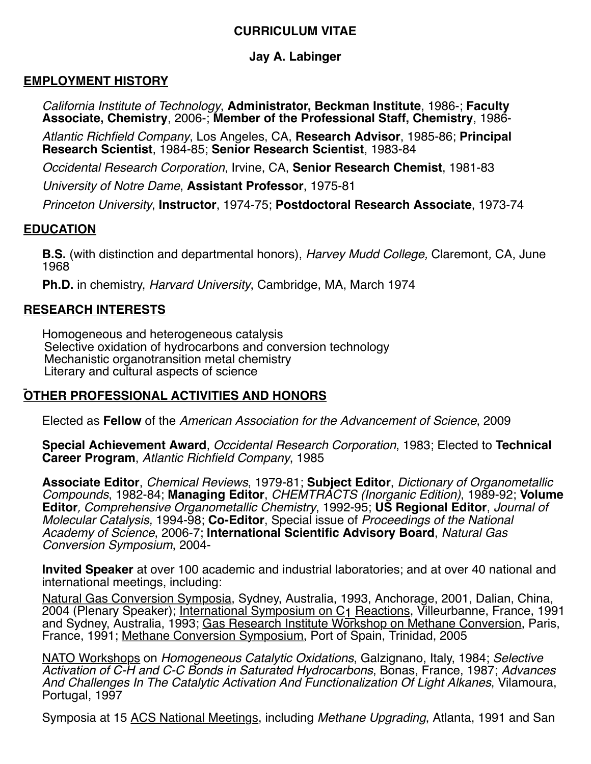# CURRICULUM VITAE

## Jay A. Labinger

## EMPLOYMENT HISTORY

*California Institute of Technology*, **Administrator, Beckman Institute**, 1986-; **Faculty Associate, Chemistry**, 2006-; **Member of the Professional Staff, Chemistry**, 1986-

*Atlantic Richfield Company*, Los Angeles, CA, **Research Advisor**, 1985-86; **Principal Research Scientist**, 1984-85; **Senior Research Scientist**, 1983-84

*Occidental Research Corporation*, Irvine, CA, **Senior Research Chemist**, 1981-83

*University of Notre Dame*, **Assistant Professor**, 1975-81

*Princeton University*, **Instructor**, 1974-75; **Postdoctoral Research Associate**, 1973-74

## EDUCATION

**B.S.** (with distinction and departmental honors), *Harvey Mudd College,* Claremont, CA, June 1968

**Ph.D.** in chemistry, *Harvard University*, Cambridge, MA, March 1974

## RESEARCH INTERESTS

Homogeneous and heterogeneous catalysis
Selective oxidation of hydrocarbons and conversion technology
Mechanistic organotransition metal chemistry
Literary and cultural aspects of science

## OTHER PROFESSIONAL ACTIVITIES AND HONORS

Elected as **Fellow** of the *American Association for the Advancement of Science*, 2009

**Special Achievement Award**, *Occidental Research Corporation*, 1983; Elected to **Technical Career Program**, *Atlantic Richfield Company*, 1985

**Associate Editor**, *Chemical Reviews*, 1979-81; **Subject Editor**, *Dictionary of Organometallic Compounds*, 1982-84; **Managing Editor**, *CHEMTRACTS (Inorganic Edition)*, 1989-92; **Volume Editor***, Comprehensive Organometallic Chemistry*, 1992-95; **US Regional Editor**, *Journal of Molecular Catalysis,* 1994-98; **Co-Editor**, Special issue of *Proceedings of the National Academy of Science*, 2006-7; **International Scientific Advisory Board**, *Natural Gas Conversion Symposium*, 2004-

**Invited Speaker** at over 100 academic and industrial laboratories; and at over 40 national and international meetings, including:

Natural Gas Conversion Symposia, Sydney, Australia, 1993, Anchorage, 2001, Dalian, China, 2004 (Plenary Speaker); International Symposium on $C_1$ Reactions, Villeurbanne, France, 1991 and Sydney, Australia, 1993; Gas Research Institute Workshop on Methane Conversion, Paris, France, 1991; Methane Conversion Symposium, Port of Spain, Trinidad, 2005

NATO Workshops on *Homogeneous Catalytic Oxidations*, Galzignano, Italy, 1984; *Selective Activation of C-H and C-C Bonds in Saturated Hydrocarbons*, Bonas, France, 1987; *Advances And Challenges In The Catalytic Activation And Functionalization Of Light Alkanes*, Vilamoura, Portugal, 1997

Symposia at 15 ACS National Meetings, including *Methane Upgrading*, Atlanta, 1991 and San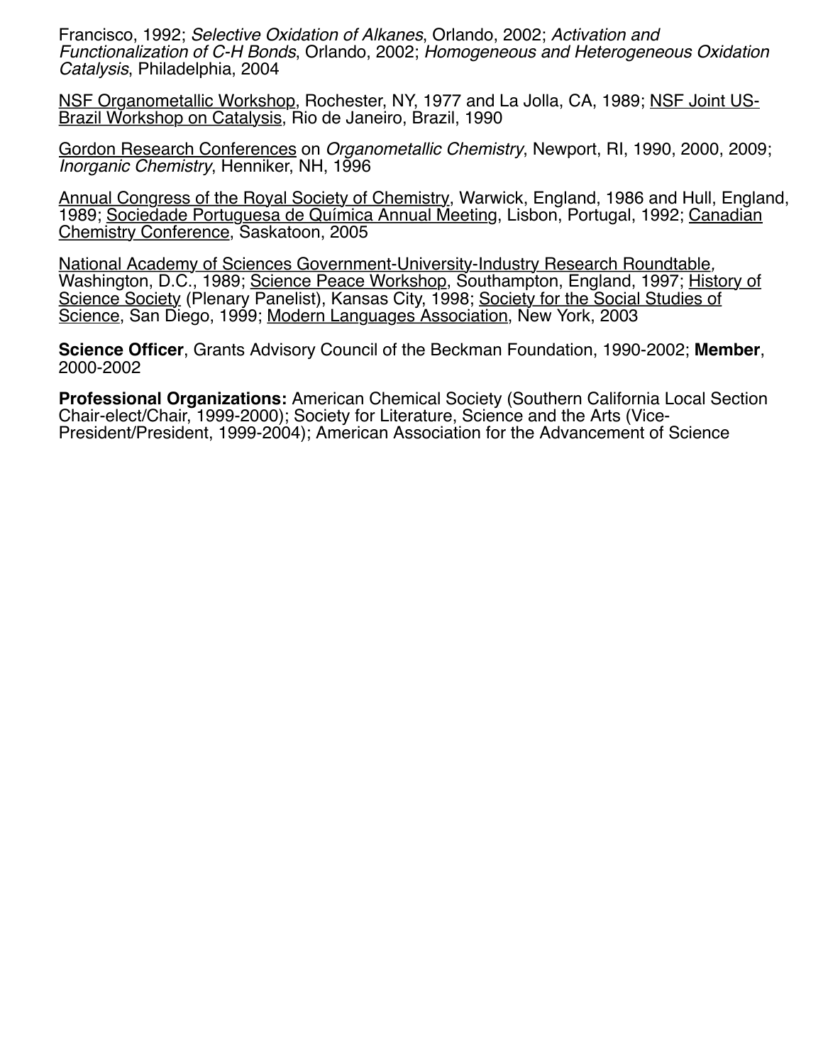Francisco, 1992; *Selective Oxidation of Alkanes*, Orlando, 2002; *Activation and Functionalization of C-H Bonds*, Orlando, 2002; *Homogeneous and Heterogeneous Oxidation Catalysis*, Philadelphia, 2004

<u>NSF Organometallic Workshop</u>, Rochester, NY, 1977 and La Jolla, CA, 1989; <u>NSF Joint US-Brazil Workshop on Catalysis</u>, Rio de Janeiro, Brazil, 1990

<u>Gordon Research Conferences</u> on *Organometallic Chemistry*, Newport, RI, 1990, 2000, 2009; *Inorganic Chemistry*, Henniker, NH, 1996

<u>Annual Congress of the Royal Society of Chemistry</u>, Warwick, England, 1986 and Hull, England, 1989; <u>Sociedade Portuguesa de Química Annual Meeting</u>, Lisbon, Portugal, 1992; <u>Canadian Chemistry Conference</u>, Saskatoon, 2005

<u>National Academy of Sciences Government-University-Industry Research Roundtable</u>, Washington, D.C., 1989; <u>Science Peace Workshop</u>, Southampton, England, 1997; <u>History of Science Society</u> (Plenary Panelist), Kansas City, 1998; <u>Society for the Social Studies of Science</u>, San Diego, 1999; <u>Modern Languages Association</u>, New York, 2003

**Science Officer**, Grants Advisory Council of the Beckman Foundation, 1990-2002; **Member**, 2000-2002

**Professional Organizations:** American Chemical Society (Southern California Local Section Chair-elect/Chair, 1999-2000); Society for Literature, Science and the Arts (Vice-President/President, 1999-2004); American Association for the Advancement of Science